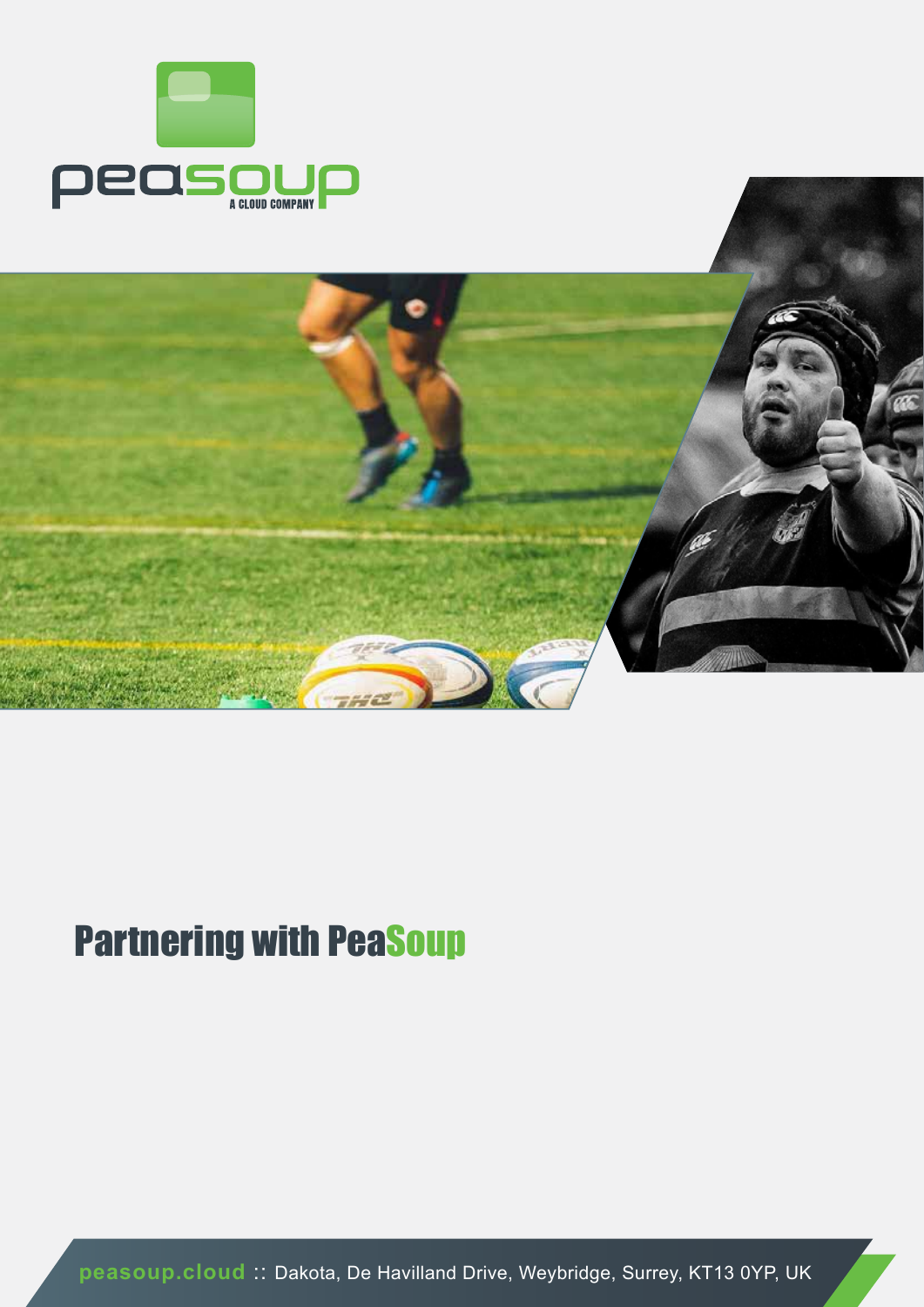# Partnering with PeaSoup

**peasoup.cloud** :: Dakota, De Havilland Drive, Weybridge, Surrey, KT13 0YP, UK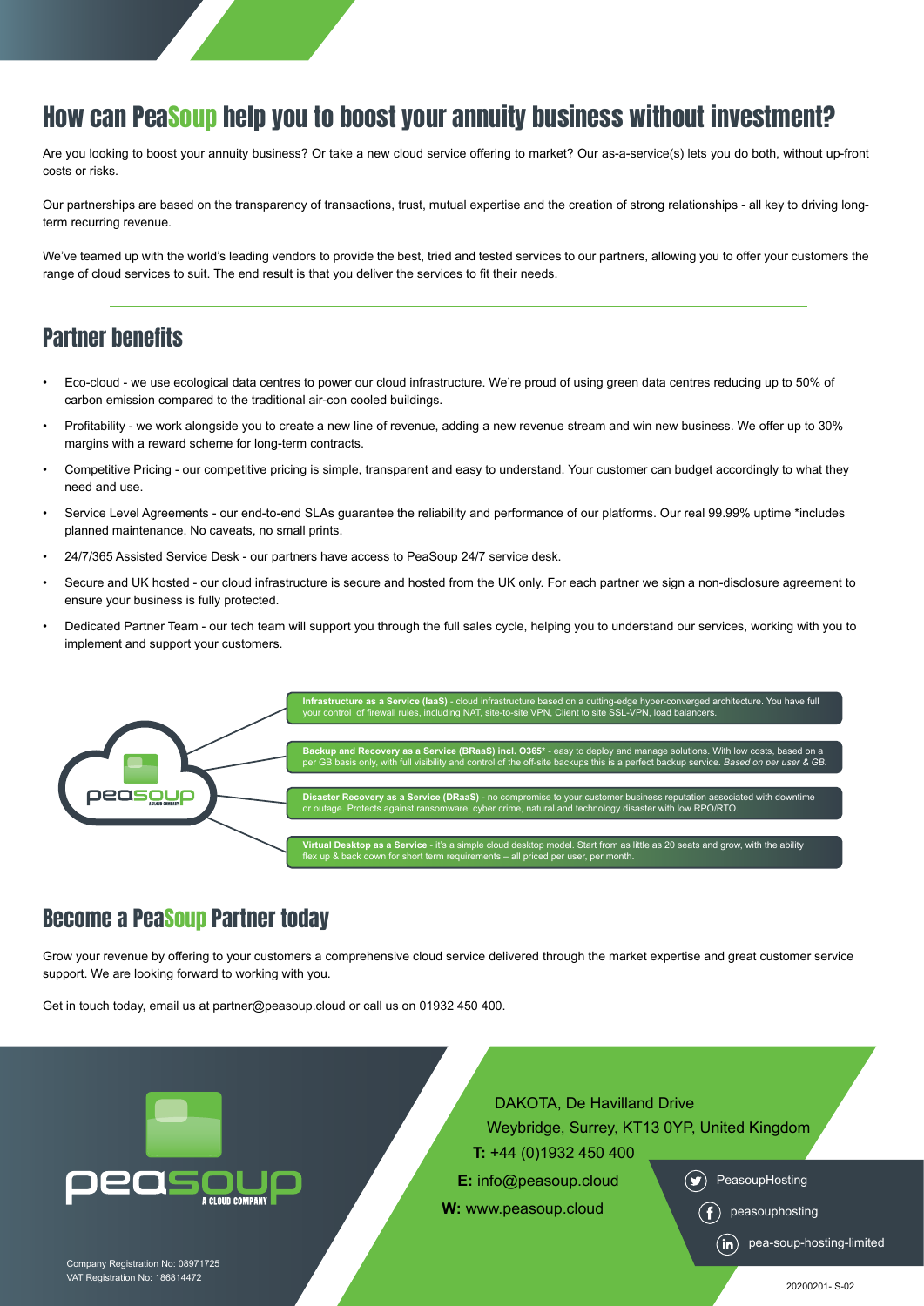# How can PeaSoup help you to boost your annuity business without investment?

Are you looking to boost your annuity business? Or take a new cloud service offering to market? Our as-a-service(s) lets you do both, without up-front costs or risks.

Our partnerships are based on the transparency of transactions, trust, mutual expertise and the creation of strong relationships - all key to driving long-term recurring revenue.

We've teamed up with the world's leading vendors to provide the best, tried and tested services to our partners, allowing you to offer your customers the range of cloud services to suit. The end result is that you deliver the services to fit their needs.

## Partner benefits

- Eco-cloud - we use ecological data centres to power our cloud infrastructure. We're proud of using green data centres reducing up to 50% of carbon emission compared to the traditional air-con cooled buildings.
- Profitability - we work alongside you to create a new line of revenue, adding a new revenue stream and win new business. We offer up to 30% margins with a reward scheme for long-term contracts.
- Competitive Pricing - our competitive pricing is simple, transparent and easy to understand. Your customer can budget accordingly to what they need and use.
- Service Level Agreements - our end-to-end SLAs guarantee the reliability and performance of our platforms. Our real 99.99% uptime *includes planned maintenance. No caveats, no small prints.
- 24/7/365 Assisted Service Desk - our partners have access to PeaSoup 24/7 service desk.
- Secure and UK hosted - our cloud infrastructure is secure and hosted from the UK only. For each partner we sign a non-disclosure agreement to ensure your business is fully protected.
- Dedicated Partner Team - our tech team will support you through the full sales cycle, helping you to understand our services, working with you to implement and support your customers.

peasoup A CLOUD COMPANY

**Infrastructure as a Service (IaaS)** - cloud infrastructure based on a cutting-edge hyper-converged architecture. You have full your control of firewall rules, including NAT, site-to-site VPN, Client to site SSL-VPN, load balancers.

**Backup and Recovery as a Service (BRaaS) incl. O365*** - easy to deploy and manage solutions. With low costs, based on a per GB basis only, with full visibility and control of the off-site backups this is a perfect backup service. *Based on per user & GB.*

**Disaster Recovery as a Service (DRaaS)** - no compromise to your customer business reputation associated with downtime or outage. Protects against ransomware, cyber crime, natural and technology disaster with low RPO/RTO.

**Virtual Desktop as a Service** - it's a simple cloud desktop model. Start from as little as 20 seats and grow, with the ability flex up & back down for short term requirements – all priced per user, per month.

## Become a PeaSoup Partner today

Grow your revenue by offering to your customers a comprehensive cloud service delivered through the market expertise and great customer service support. We are looking forward to working with you.

Get in touch today, email us at partner@peasoup.cloud or call us on 01932 450 400.

peasoup A CLOUD COMPANY

DAKOTA, De Havilland Drive
Weybridge, Surrey, KT13 0YP, United Kingdom
**T:** +44 (0)1932 450 400
**E:** info@peasoup.cloud
**W:** www.peasoup.cloud

PeasoupHosting
peasouphosting
pea-soup-hosting-limited

Company Registration No: 08971725
VAT Registration No: 186814472

20200201-IS-02